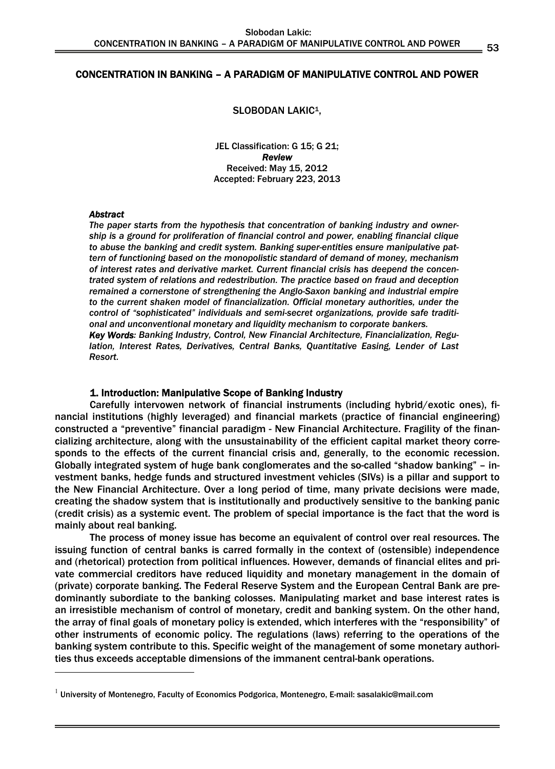# CONCENTRATION IN BANKING – A PARADIGM OF MANIPULATIVE CONTROL AND POWER

SLOBODAN LAKIC[1],

JEL Classification: G 15; G 21;
***Review***
Received: May 15, 2012
Accepted: February 223, 2013

***Abstract***

*The paper starts from the hypothesis that concentration of banking industry and ownership is a ground for proliferation of financial control and power, enabling financial clique to abuse the banking and credit system. Banking super-entities ensure manipulative pattern of functioning based on the monopolistic standard of demand of money, mechanism of interest rates and derivative market. Current financial crisis has deepend the concentrated system of relations and redestribution. The practice based on fraud and deception remained a cornerstone of strengthening the Anglo-Saxon banking and industrial empire to the current shaken model of financialization. Official monetary authorities, under the control of "sophisticated" individuals and semi-secret organizations, provide safe traditional and unconventional monetary and liquidity mechanism to corporate bankers.*

***Key Words****: Banking Industry, Control, New Financial Architecture, Financialization, Regulation, Interest Rates, Derivatives, Central Banks, Quantitative Easing, Lender of Last Resort.*

## 1. Introduction: Manipulative Scope of Banking Industry

Carefully intervowen network of financial instruments (including hybrid/exotic ones), financial institutions (highly leveraged) and financial markets (practice of financial engineering) constructed a "preventive" financial paradigm - New Financial Architecture. Fragility of the financializing architecture, along with the unsustainability of the efficient capital market theory corresponds to the effects of the current financial crisis and, generally, to the economic recession. Globally integrated system of huge bank conglomerates and the so-called "shadow banking" – investment banks, hedge funds and structured investment vehicles (SIVs) is a pillar and support to the New Financial Architecture. Over a long period of time, many private decisions were made, creating the shadow system that is institutionally and productively sensitive to the banking panic (credit crisis) as a systemic event. The problem of special importance is the fact that the word is mainly about real banking.

The process of money issue has become an equivalent of control over real resources. The issuing function of central banks is carred formally in the context of (ostensible) independence and (rhetorical) protection from political influences. However, demands of financial elites and private commercial creditors have reduced liquidity and monetary management in the domain of (private) corporate banking. The Federal Reserve System and the European Central Bank are predominantly subordiate to the banking colosses. Manipulating market and base interest rates is an irresistible mechanism of control of monetary, credit and banking system. On the other hand, the array of final goals of monetary policy is extended, which interferes with the "responsibility" of other instruments of economic policy. The regulations (laws) referring to the operations of the banking system contribute to this. Specific weight of the management of some monetary authorities thus exceeds acceptable dimensions of the immanent central-bank operations.

[1] University of Montenegro, Faculty of Economics Podgorica, Montenegro, E-mail: sasalakic@mail.com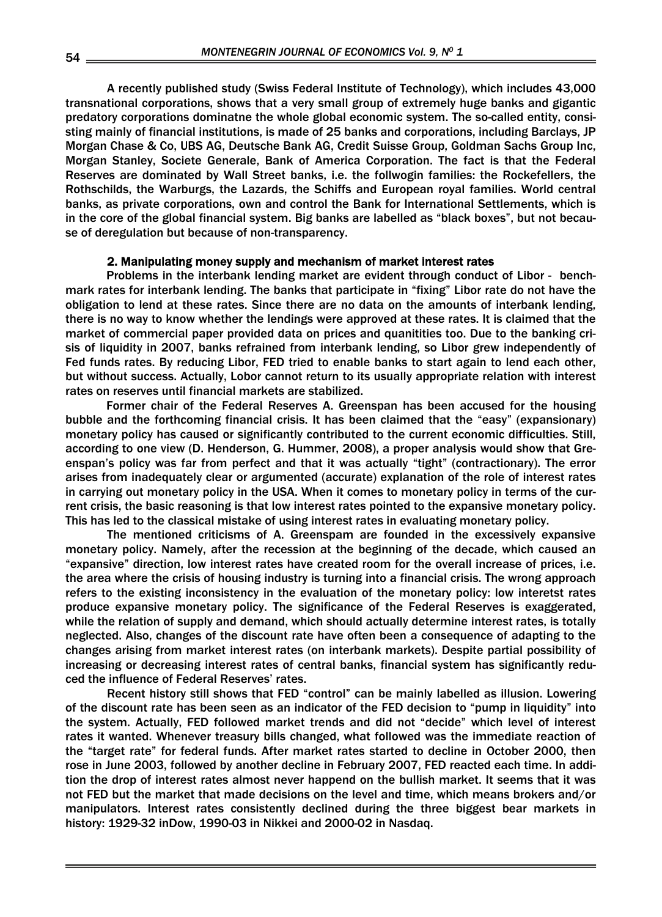A recently published study (Swiss Federal Institute of Technology), which includes 43,000 transnational corporations, shows that a very small group of extremely huge banks and gigantic predatory corporations dominatne the whole global economic system. The so-called entity, consisting mainly of financial institutions, is made of 25 banks and corporations, including Barclays, JP Morgan Chase & Co, UBS AG, Deutsche Bank AG, Credit Suisse Group, Goldman Sachs Group Inc, Morgan Stanley, Societe Generale, Bank of America Corporation. The fact is that the Federal Reserves are dominated by Wall Street banks, i.e. the follwogin families: the Rockefellers, the Rothschilds, the Warburgs, the Lazards, the Schiffs and European royal families. World central banks, as private corporations, own and control the Bank for International Settlements, which is in the core of the global financial system. Big banks are labelled as "black boxes", but not because of deregulation but because of non-transparency.

## 2. Manipulating money supply and mechanism of market interest rates

Problems in the interbank lending market are evident through conduct of Libor - benchmark rates for interbank lending. The banks that participate in "fixing" Libor rate do not have the obligation to lend at these rates. Since there are no data on the amounts of interbank lending, there is no way to know whether the lendings were approved at these rates. It is claimed that the market of commercial paper provided data on prices and quanitities too. Due to the banking crisis of liquidity in 2007, banks refrained from interbank lending, so Libor grew independently of Fed funds rates. By reducing Libor, FED tried to enable banks to start again to lend each other, but without success. Actually, Lobor cannot return to its usually appropriate relation with interest rates on reserves until financial markets are stabilized.

Former chair of the Federal Reserves A. Greenspan has been accused for the housing bubble and the forthcoming financial crisis. It has been claimed that the "easy" (expansionary) monetary policy has caused or significantly contributed to the current economic difficulties. Still, according to one view (D. Henderson, G. Hummer, 2008), a proper analysis would show that Greenspan's policy was far from perfect and that it was actually "tight" (contractionary). The error arises from inadequately clear or argumented (accurate) explanation of the role of interest rates in carrying out monetary policy in the USA. When it comes to monetary policy in terms of the current crisis, the basic reasoning is that low interest rates pointed to the expansive monetary policy. This has led to the classical mistake of using interest rates in evaluating monetary policy.

The mentioned criticisms of A. Greenspam are founded in the excessively expansive monetary policy. Namely, after the recession at the beginning of the decade, which caused an "expansive" direction, low interest rates have created room for the overall increase of prices, i.e. the area where the crisis of housing industry is turning into a financial crisis. The wrong approach refers to the existing inconsistency in the evaluation of the monetary policy: low interetst rates produce expansive monetary policy. The significance of the Federal Reserves is exaggerated, while the relation of supply and demand, which should actually determine interest rates, is totally neglected. Also, changes of the discount rate have often been a consequence of adapting to the changes arising from market interest rates (on interbank markets). Despite partial possibility of increasing or decreasing interest rates of central banks, financial system has significantly reduced the influence of Federal Reserves' rates.

Recent history still shows that FED "control" can be mainly labelled as illusion. Lowering of the discount rate has been seen as an indicator of the FED decision to "pump in liquidity" into the system. Actually, FED followed market trends and did not "decide" which level of interest rates it wanted. Whenever treasury bills changed, what followed was the immediate reaction of the "target rate" for federal funds. After market rates started to decline in October 2000, then rose in June 2003, followed by another decline in February 2007, FED reacted each time. In addition the drop of interest rates almost never happend on the bullish market. It seems that it was not FED but the market that made decisions on the level and time, which means brokers and/or manipulators. Interest rates consistently declined during the three biggest bear markets in history: 1929-32 inDow, 1990-03 in Nikkei and 2000-02 in Nasdaq.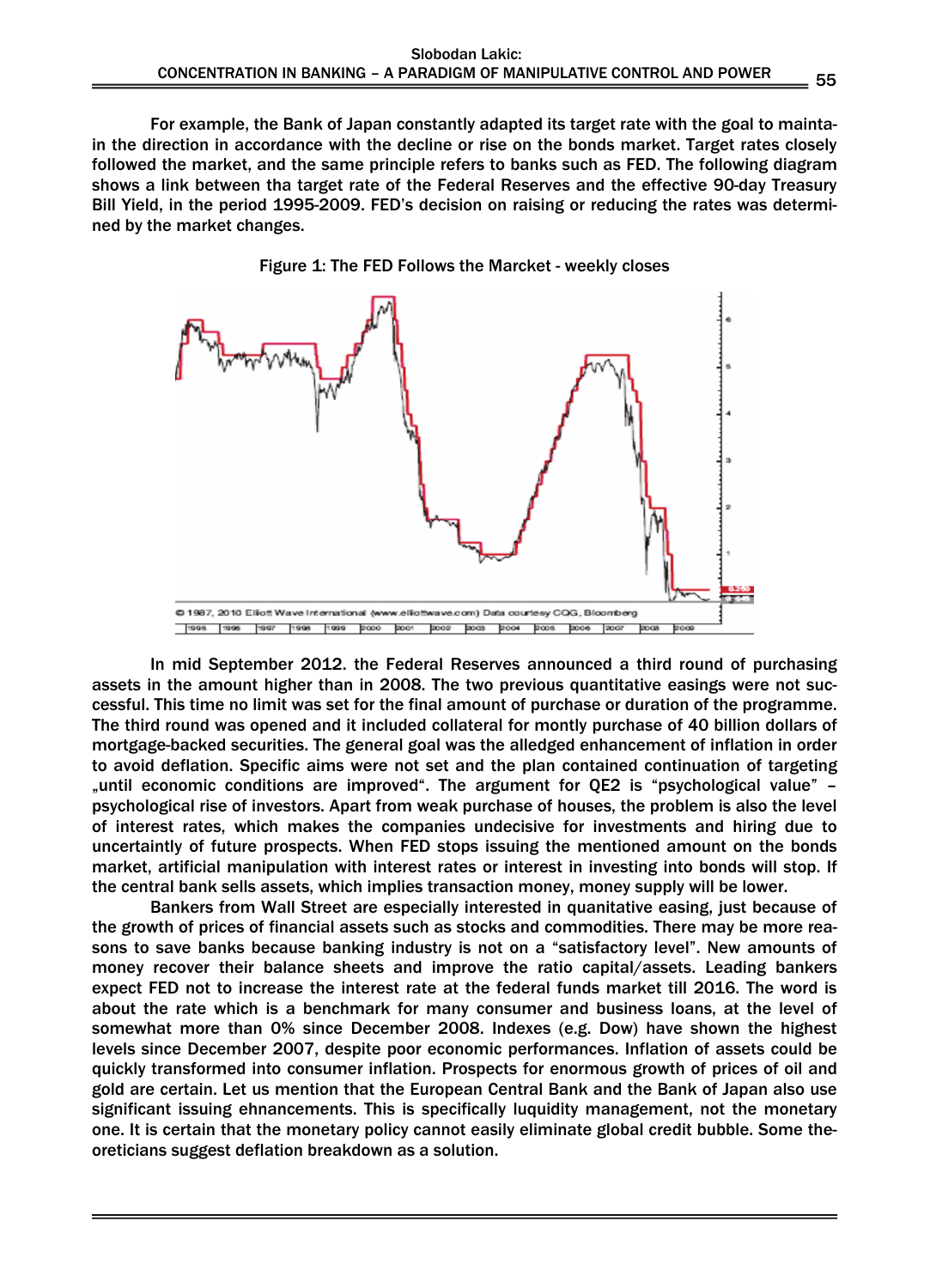For example, the Bank of Japan constantly adapted its target rate with the goal to maintain the direction in accordance with the decline or rise on the bonds market. Target rates closely followed the market, and the same principle refers to banks such as FED. The following diagram shows a link between tha target rate of the Federal Reserves and the effective 90-day Treasury Bill Yield, in the period 1995-2009. FED's decision on raising or reducing the rates was determined by the market changes.

Figure 1: The FED Follows the Marcket - weekly closes

In mid September 2012. the Federal Reserves announced a third round of purchasing assets in the amount higher than in 2008. The two previous quantitative easings were not successful. This time no limit was set for the final amount of purchase or duration of the programme. The third round was opened and it included collateral for montly purchase of 40 billion dollars of mortgage-backed securities. The general goal was the alledged enhancement of inflation in order to avoid deflation. Specific aims were not set and the plan contained continuation of targeting „until economic conditions are improved". The argument for QE2 is "psychological value" – psychological rise of investors. Apart from weak purchase of houses, the problem is also the level of interest rates, which makes the companies undecisive for investments and hiring due to uncertaintly of future prospects. When FED stops issuing the mentioned amount on the bonds market, artificial manipulation with interest rates or interest in investing into bonds will stop. If the central bank sells assets, which implies transaction money, money supply will be lower.

Bankers from Wall Street are especially interested in quanitative easing, just because of the growth of prices of financial assets such as stocks and commodities. There may be more reasons to save banks because banking industry is not on a "satisfactory level". New amounts of money recover their balance sheets and improve the ratio capital/assets. Leading bankers expect FED not to increase the interest rate at the federal funds market till 2016. The word is about the rate which is a benchmark for many consumer and business loans, at the level of somewhat more than 0% since December 2008. Indexes (e.g. Dow) have shown the highest levels since December 2007, despite poor economic performances. Inflation of assets could be quickly transformed into consumer inflation. Prospects for enormous growth of prices of oil and gold are certain. Let us mention that the European Central Bank and the Bank of Japan also use significant issuing ehnancements. This is specifically luquidity management, not the monetary one. It is certain that the monetary policy cannot easily eliminate global credit bubble. Some theoreticians suggest deflation breakdown as a solution.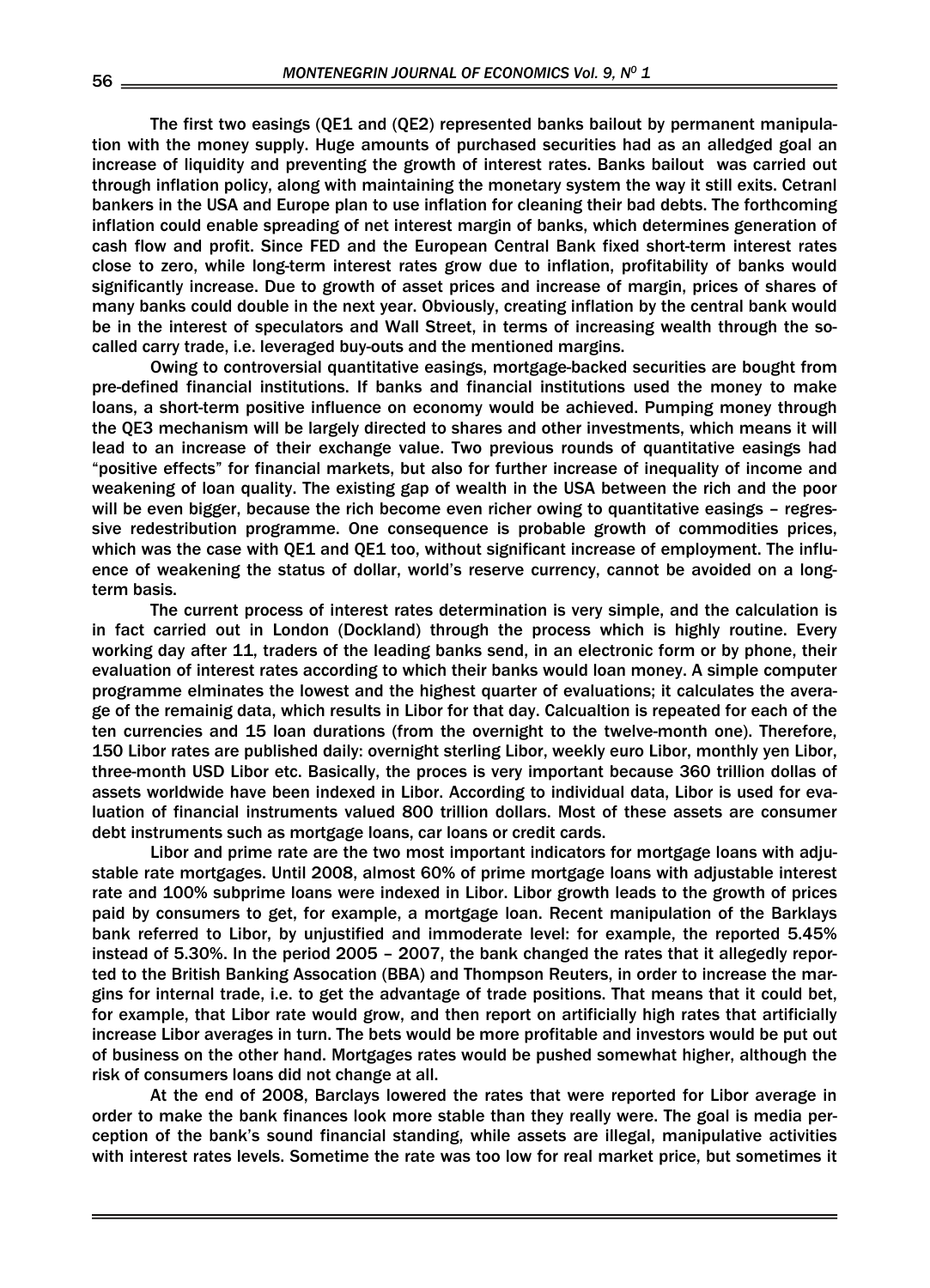The first two easings (QE1 and (QE2) represented banks bailout by permanent manipulation with the money supply. Huge amounts of purchased securities had as an alledged goal an increase of liquidity and preventing the growth of interest rates. Banks bailout was carried out through inflation policy, along with maintaining the monetary system the way it still exits. Cetranl bankers in the USA and Europe plan to use inflation for cleaning their bad debts. The forthcoming inflation could enable spreading of net interest margin of banks, which determines generation of cash flow and profit. Since FED and the European Central Bank fixed short-term interest rates close to zero, while long-term interest rates grow due to inflation, profitability of banks would significantly increase. Due to growth of asset prices and increase of margin, prices of shares of many banks could double in the next year. Obviously, creating inflation by the central bank would be in the interest of speculators and Wall Street, in terms of increasing wealth through the so-called carry trade, i.e. leveraged buy-outs and the mentioned margins.

Owing to controversial quantitative easings, mortgage-backed securities are bought from pre-defined financial institutions. If banks and financial institutions used the money to make loans, a short-term positive influence on economy would be achieved. Pumping money through the QE3 mechanism will be largely directed to shares and other investments, which means it will lead to an increase of their exchange value. Two previous rounds of quantitative easings had "positive effects" for financial markets, but also for further increase of inequality of income and weakening of loan quality. The existing gap of wealth in the USA between the rich and the poor will be even bigger, because the rich become even richer owing to quantitative easings – regressive redestribution programme. One consequence is probable growth of commodities prices, which was the case with QE1 and QE1 too, without significant increase of employment. The influence of weakening the status of dollar, world's reserve currency, cannot be avoided on a long-term basis.

The current process of interest rates determination is very simple, and the calculation is in fact carried out in London (Dockland) through the process which is highly routine. Every working day after 11, traders of the leading banks send, in an electronic form or by phone, their evaluation of interest rates according to which their banks would loan money. A simple computer programme elminates the lowest and the highest quarter of evaluations; it calculates the average of the remainig data, which results in Libor for that day. Calcualtion is repeated for each of the ten currencies and 15 loan durations (from the overnight to the twelve-month one). Therefore, 150 Libor rates are published daily: overnight sterling Libor, weekly euro Libor, monthly yen Libor, three-month USD Libor etc. Basically, the proces is very important because 360 trillion dollas of assets worldwide have been indexed in Libor. According to individual data, Libor is used for evaluation of financial instruments valued 800 trillion dollars. Most of these assets are consumer debt instruments such as mortgage loans, car loans or credit cards.

Libor and prime rate are the two most important indicators for mortgage loans with adjustable rate mortgages. Until 2008, almost 60% of prime mortgage loans with adjustable interest rate and 100% subprime loans were indexed in Libor. Libor growth leads to the growth of prices paid by consumers to get, for example, a mortgage loan. Recent manipulation of the Barklays bank referred to Libor, by unjustified and immoderate level: for example, the reported 5.45% instead of 5.30%. In the period 2005 – 2007, the bank changed the rates that it allegedly reported to the British Banking Assocation (BBA) and Thompson Reuters, in order to increase the margins for internal trade, i.e. to get the advantage of trade positions. That means that it could bet, for example, that Libor rate would grow, and then report on artificially high rates that artificially increase Libor averages in turn. The bets would be more profitable and investors would be put out of business on the other hand. Mortgages rates would be pushed somewhat higher, although the risk of consumers loans did not change at all.

At the end of 2008, Barclays lowered the rates that were reported for Libor average in order to make the bank finances look more stable than they really were. The goal is media perception of the bank's sound financial standing, while assets are illegal, manipulative activities with interest rates levels. Sometime the rate was too low for real market price, but sometimes it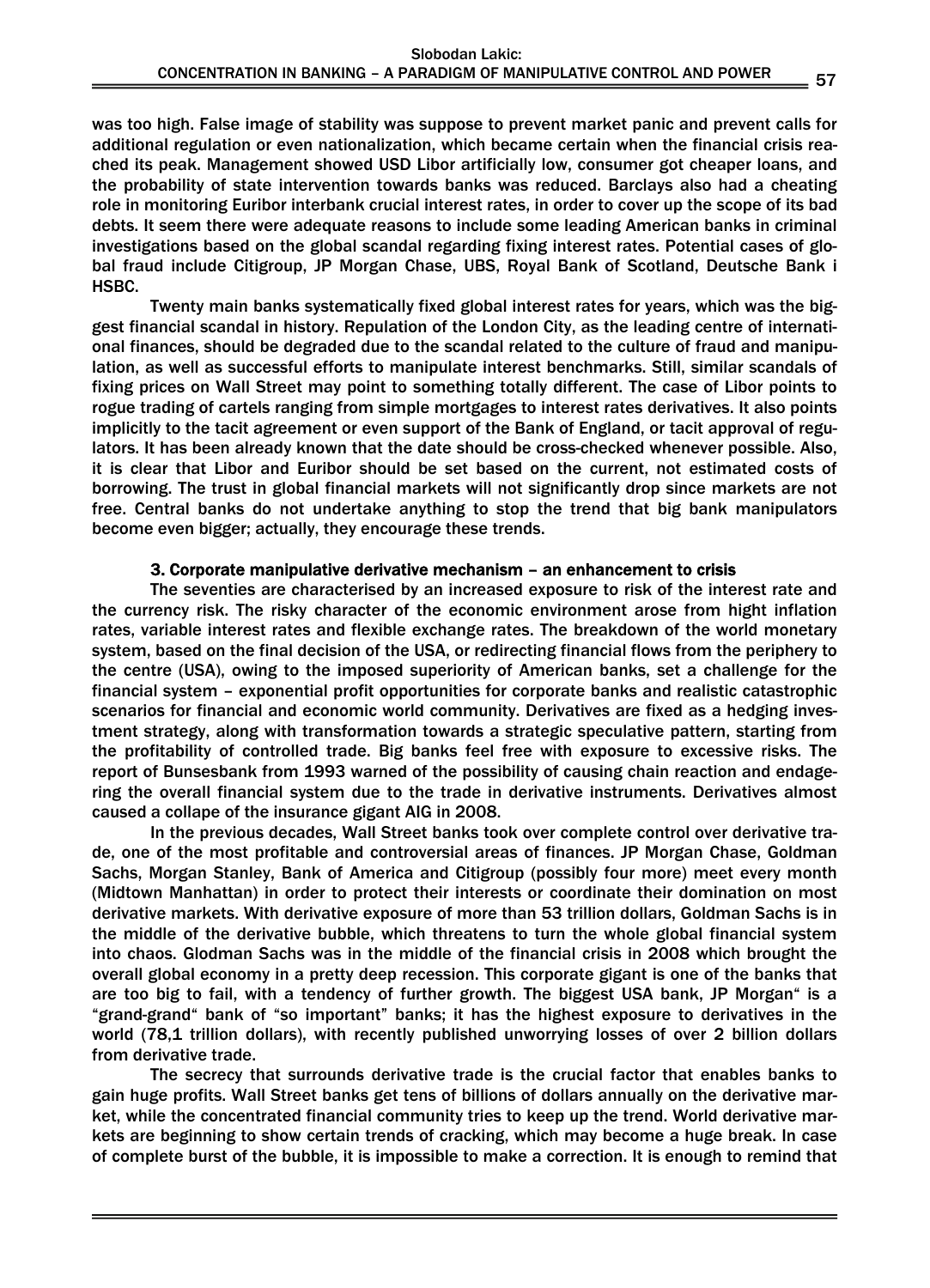was too high. False image of stability was suppose to prevent market panic and prevent calls for additional regulation or even nationalization, which became certain when the financial crisis reached its peak. Management showed USD Libor artificially low, consumer got cheaper loans, and the probability of state intervention towards banks was reduced. Barclays also had a cheating role in monitoring Euribor interbank crucial interest rates, in order to cover up the scope of its bad debts. It seem there were adequate reasons to include some leading American banks in criminal investigations based on the global scandal regarding fixing interest rates. Potential cases of global fraud include Citigroup, JP Morgan Chase, UBS, Royal Bank of Scotland, Deutsche Bank i HSBC.

Twenty main banks systematically fixed global interest rates for years, which was the biggest financial scandal in history. Repulation of the London City, as the leading centre of international finances, should be degraded due to the scandal related to the culture of fraud and manipulation, as well as successful efforts to manipulate interest benchmarks. Still, similar scandals of fixing prices on Wall Street may point to something totally different. The case of Libor points to rogue trading of cartels ranging from simple mortgages to interest rates derivatives. It also points implicitly to the tacit agreement or even support of the Bank of England, or tacit approval of regulators. It has been already known that the date should be cross-checked whenever possible. Also, it is clear that Libor and Euribor should be set based on the current, not estimated costs of borrowing. The trust in global financial markets will not significantly drop since markets are not free. Central banks do not undertake anything to stop the trend that big bank manipulators become even bigger; actually, they encourage these trends.

### 3. Corporate manipulative derivative mechanism – an enhancement to crisis

The seventies are characterised by an increased exposure to risk of the interest rate and the currency risk. The risky character of the economic environment arose from hight inflation rates, variable interest rates and flexible exchange rates. The breakdown of the world monetary system, based on the final decision of the USA, or redirecting financial flows from the periphery to the centre (USA), owing to the imposed superiority of American banks, set a challenge for the financial system – exponential profit opportunities for corporate banks and realistic catastrophic scenarios for financial and economic world community. Derivatives are fixed as a hedging investment strategy, along with transformation towards a strategic speculative pattern, starting from the profitability of controlled trade. Big banks feel free with exposure to excessive risks. The report of Bunsesbank from 1993 warned of the possibility of causing chain reaction and endagering the overall financial system due to the trade in derivative instruments. Derivatives almost caused a collape of the insurance gigant AIG in 2008.

In the previous decades, Wall Street banks took over complete control over derivative trade, one of the most profitable and controversial areas of finances. JP Morgan Chase, Goldman Sachs, Morgan Stanley, Bank of America and Citigroup (possibly four more) meet every month (Midtown Manhattan) in order to protect their interests or coordinate their domination on most derivative markets. With derivative exposure of more than 53 trillion dollars, Goldman Sachs is in the middle of the derivative bubble, which threatens to turn the whole global financial system into chaos. Glodman Sachs was in the middle of the financial crisis in 2008 which brought the overall global economy in a pretty deep recession. This corporate gigant is one of the banks that are too big to fail, with a tendency of further growth. The biggest USA bank, JP Morgan" is a "grand-grand" bank of "so important" banks; it has the highest exposure to derivatives in the world (78,1 trillion dollars), with recently published unworrying losses of over 2 billion dollars from derivative trade.

The secrecy that surrounds derivative trade is the crucial factor that enables banks to gain huge profits. Wall Street banks get tens of billions of dollars annually on the derivative market, while the concentrated financial community tries to keep up the trend. World derivative markets are beginning to show certain trends of cracking, which may become a huge break. In case of complete burst of the bubble, it is impossible to make a correction. It is enough to remind that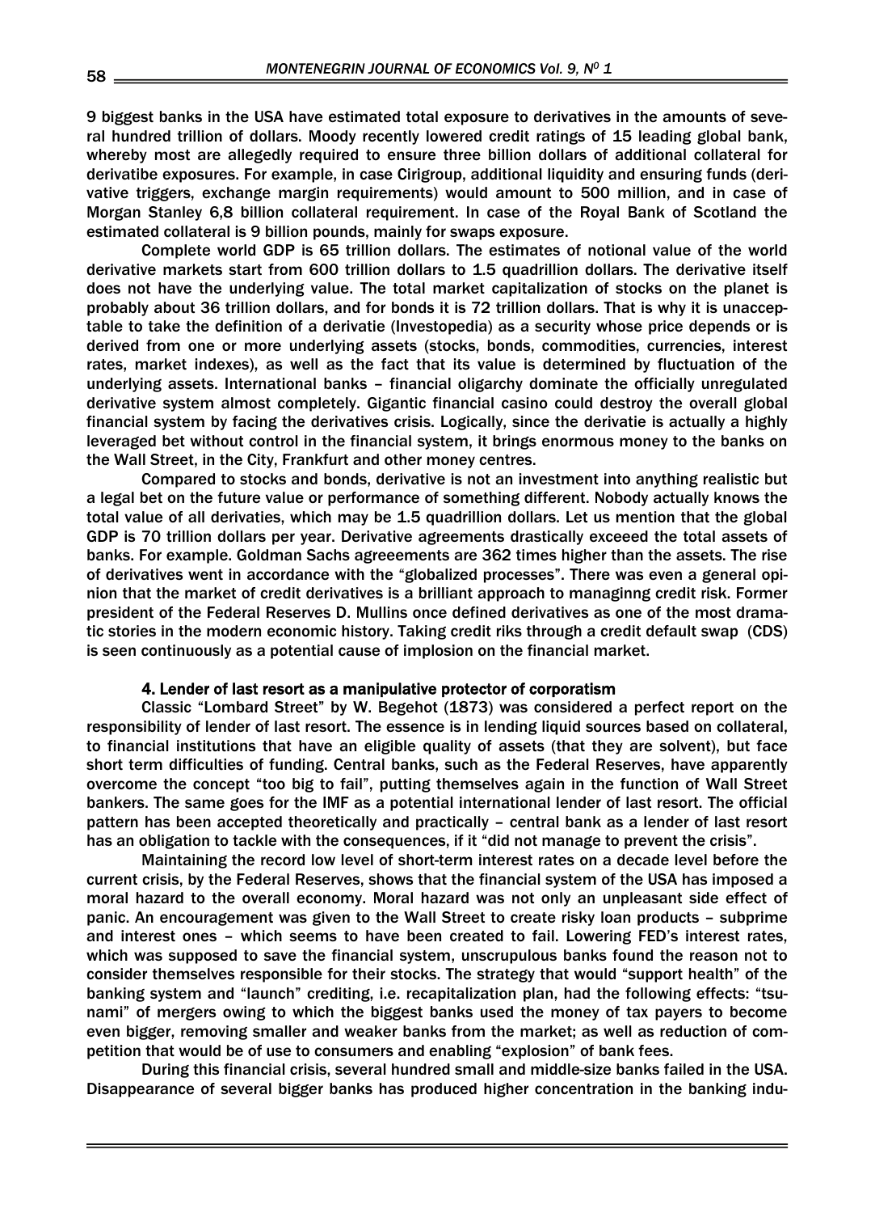9 biggest banks in the USA have estimated total exposure to derivatives in the amounts of several hundred trillion of dollars. Moody recently lowered credit ratings of 15 leading global bank, whereby most are allegedly required to ensure three billion dollars of additional collateral for derivatibe exposures. For example, in case Cirigroup, additional liquidity and ensuring funds (derivative triggers, exchange margin requirements) would amount to 500 million, and in case of Morgan Stanley 6,8 billion collateral requirement. In case of the Royal Bank of Scotland the estimated collateral is 9 billion pounds, mainly for swaps exposure.

Complete world GDP is 65 trillion dollars. The estimates of notional value of the world derivative markets start from 600 trillion dollars to 1.5 quadrillion dollars. The derivative itself does not have the underlying value. The total market capitalization of stocks on the planet is probably about 36 trillion dollars, and for bonds it is 72 trillion dollars. That is why it is unacceptable to take the definition of a derivatie (Investopedia) as a security whose price depends or is derived from one or more underlying assets (stocks, bonds, commodities, currencies, interest rates, market indexes), as well as the fact that its value is determined by fluctuation of the underlying assets. International banks – financial oligarchy dominate the officially unregulated derivative system almost completely. Gigantic financial casino could destroy the overall global financial system by facing the derivatives crisis. Logically, since the derivatie is actually a highly leveraged bet without control in the financial system, it brings enormous money to the banks on the Wall Street, in the City, Frankfurt and other money centres.

Compared to stocks and bonds, derivative is not an investment into anything realistic but a legal bet on the future value or performance of something different. Nobody actually knows the total value of all derivaties, which may be 1.5 quadrillion dollars. Let us mention that the global GDP is 70 trillion dollars per year. Derivative agreements drastically exceeed the total assets of banks. For example. Goldman Sachs agreeements are 362 times higher than the assets. The rise of derivatives went in accordance with the "globalized processes". There was even a general opinion that the market of credit derivatives is a brilliant approach to managinng credit risk. Former president of the Federal Reserves D. Mullins once defined derivatives as one of the most dramatic stories in the modern economic history. Taking credit riks through a credit default swap (CDS) is seen continuously as a potential cause of implosion on the financial market.

### 4. Lender of last resort as a manipulative protector of corporatism

Classic "Lombard Street" by W. Begehot (1873) was considered a perfect report on the responsibility of lender of last resort. The essence is in lending liquid sources based on collateral, to financial institutions that have an eligible quality of assets (that they are solvent), but face short term difficulties of funding. Central banks, such as the Federal Reserves, have apparently overcome the concept "too big to fail", putting themselves again in the function of Wall Street bankers. The same goes for the IMF as a potential international lender of last resort. The official pattern has been accepted theoretically and practically – central bank as a lender of last resort has an obligation to tackle with the consequences, if it "did not manage to prevent the crisis".

Maintaining the record low level of short-term interest rates on a decade level before the current crisis, by the Federal Reserves, shows that the financial system of the USA has imposed a moral hazard to the overall economy. Moral hazard was not only an unpleasant side effect of panic. An encouragement was given to the Wall Street to create risky loan products – subprime and interest ones – which seems to have been created to fail. Lowering FED's interest rates, which was supposed to save the financial system, unscrupulous banks found the reason not to consider themselves responsible for their stocks. The strategy that would "support health" of the banking system and "launch" crediting, i.e. recapitalization plan, had the following effects: "tsunami" of mergers owing to which the biggest banks used the money of tax payers to become even bigger, removing smaller and weaker banks from the market; as well as reduction of competition that would be of use to consumers and enabling "explosion" of bank fees.

During this financial crisis, several hundred small and middle-size banks failed in the USA. Disappearance of several bigger banks has produced higher concentration in the banking indu-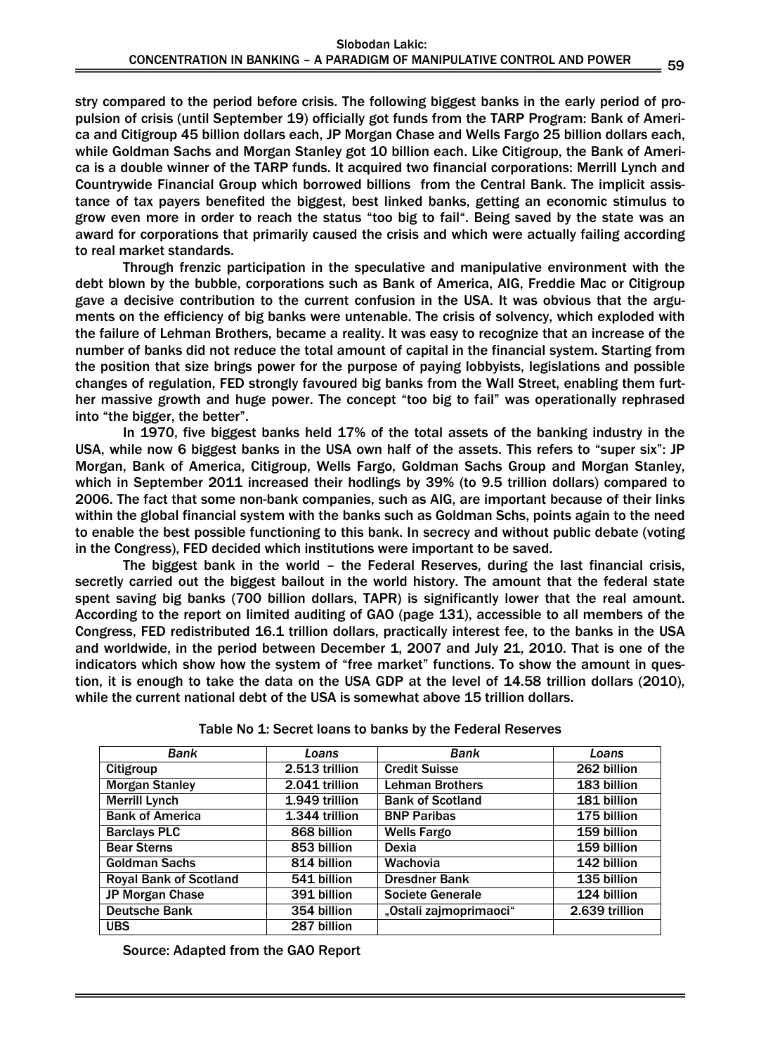stry compared to the period before crisis. The following biggest banks in the early period of propulsion of crisis (until September 19) officially got funds from the TARP Program: Bank of America and Citigroup 45 billion dollars each, JP Morgan Chase and Wells Fargo 25 billion dollars each, while Goldman Sachs and Morgan Stanley got 10 billion each. Like Citigroup, the Bank of America is a double winner of the TARP funds. It acquired two financial corporations: Merrill Lynch and Countrywide Financial Group which borrowed billions from the Central Bank. The implicit assistance of tax payers benefited the biggest, best linked banks, getting an economic stimulus to grow even more in order to reach the status "too big to fail". Being saved by the state was an award for corporations that primarily caused the crisis and which were actually failing according to real market standards.

Through frenzic participation in the speculative and manipulative environment with the debt blown by the bubble, corporations such as Bank of America, AIG, Freddie Mac or Citigroup gave a decisive contribution to the current confusion in the USA. It was obvious that the arguments on the efficiency of big banks were untenable. The crisis of solvency, which exploded with the failure of Lehman Brothers, became a reality. It was easy to recognize that an increase of the number of banks did not reduce the total amount of capital in the financial system. Starting from the position that size brings power for the purpose of paying lobbyists, legislations and possible changes of regulation, FED strongly favoured big banks from the Wall Street, enabling them further massive growth and huge power. The concept "too big to fail" was operationally rephrased into "the bigger, the better".

In 1970, five biggest banks held 17% of the total assets of the banking industry in the USA, while now 6 biggest banks in the USA own half of the assets. This refers to "super six": JP Morgan, Bank of America, Citigroup, Wells Fargo, Goldman Sachs Group and Morgan Stanley, which in September 2011 increased their hodlings by 39% (to 9.5 trillion dollars) compared to 2006. The fact that some non-bank companies, such as AIG, are important because of their links within the global financial system with the banks such as Goldman Schs, points again to the need to enable the best possible functioning to this bank. In secrecy and without public debate (voting in the Congress), FED decided which institutions were important to be saved.

The biggest bank in the world – the Federal Reserves, during the last financial crisis, secretly carried out the biggest bailout in the world history. The amount that the federal state spent saving big banks (700 billion dollars, TAPR) is significantly lower that the real amount. According to the report on limited auditing of GAO (page 131), accessible to all members of the Congress, FED redistributed 16.1 trillion dollars, practically interest fee, to the banks in the USA and worldwide, in the period between December 1, 2007 and July 21, 2010. That is one of the indicators which show how the system of "free market" functions. To show the amount in question, it is enough to take the data on the USA GDP at the level of 14.58 trillion dollars (2010), while the current national debt of the USA is somewhat above 15 trillion dollars.

Table No 1: Secret loans to banks by the Federal Reserves

| *Bank* | *Loans* | *Bank* | *Loans* |
|---|---|---|---|
| Citigroup | 2.513 trillion | Credit Suisse | 262 billion |
| Morgan Stanley | 2.041 trillion | Lehman Brothers | 183 billion |
| Merrill Lynch | 1.949 trillion | Bank of Scotland | 181 billion |
| Bank of America | 1.344 trillion | BNP Paribas | 175 billion |
| Barclays PLC | 868 billion | Wells Fargo | 159 billion |
| Bear Sterns | 853 billion | Dexia | 159 billion |
| Goldman Sachs | 814 billion | Wachovia | 142 billion |
| Royal Bank of Scotland | 541 billion | Dresdner Bank | 135 billion |
| JP Morgan Chase | 391 billion | Societe Generale | 124 billion |
| Deutsche Bank | 354 billion | „Ostali zajmoprimaoci" | 2.639 trillion |
| UBS | 287 billion | | |

Source: Adapted from the GAO Report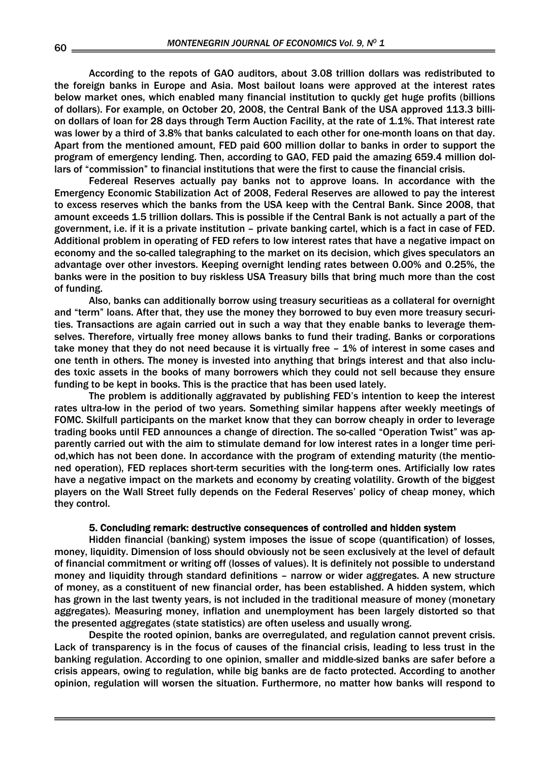According to the repots of GAO auditors, about 3.08 trillion dollars was redistributed to the foreign banks in Europe and Asia. Most bailout loans were approved at the interest rates below market ones, which enabled many financial institution to quckly get huge profits (billions of dollars). For example, on October 20, 2008, the Central Bank of the USA approved 113.3 billion dollars of loan for 28 days through Term Auction Facility, at the rate of 1.1%. That interest rate was lower by a third of 3.8% that banks calculated to each other for one-month loans on that day. Apart from the mentioned amount, FED paid 600 million dollar to banks in order to support the program of emergency lending. Then, according to GAO, FED paid the amazing 659.4 million dollars of "commission" to financial institutions that were the first to cause the financial crisis.

Federeal Reserves actually pay banks not to approve loans. In accordance with the Emergency Economic Stabilization Act of 2008, Federal Reserves are allowed to pay the interest to excess reserves which the banks from the USA keep with the Central Bank. Since 2008, that amount exceeds 1.5 trillion dollars. This is possible if the Central Bank is not actually a part of the government, i.e. if it is a private institution – private banking cartel, which is a fact in case of FED. Additional problem in operating of FED refers to low interest rates that have a negative impact on economy and the so-called talegraphing to the market on its decision, which gives speculators an advantage over other investors. Keeping overnight lending rates between 0.00% and 0.25%, the banks were in the position to buy riskless USA Treasury bills that bring much more than the cost of funding.

Also, banks can additionally borrow using treasury securitieas as a collateral for overnight and "term" loans. After that, they use the money they borrowed to buy even more treasury securities. Transactions are again carried out in such a way that they enable banks to leverage themselves. Therefore, virtually free money allows banks to fund their trading. Banks or corporations take money that they do not need because it is virtually free – 1% of interest in some cases and one tenth in others. The money is invested into anything that brings interest and that also includes toxic assets in the books of many borrowers which they could not sell because they ensure funding to be kept in books. This is the practice that has been used lately.

The problem is additionally aggravated by publishing FED's intention to keep the interest rates ultra-low in the period of two years. Something similar happens after weekly meetings of FOMC. Skilfull participants on the market know that they can borrow cheaply in order to leverage trading books until FED announces a change of direction. The so-called "Operation Twist" was apparently carried out with the aim to stimulate demand for low interest rates in a longer time period,which has not been done. In accordance with the program of extending maturity (the mentioned operation), FED replaces short-term securities with the long-term ones. Artificially low rates have a negative impact on the markets and economy by creating volatility. Growth of the biggest players on the Wall Street fully depends on the Federal Reserves' policy of cheap money, which they control.

## 5. Concluding remark: destructive consequences of controlled and hidden system

Hidden financial (banking) system imposes the issue of scope (quantification) of losses, money, liquidity. Dimension of loss should obviously not be seen exclusively at the level of default of financial commitment or writing off (losses of values). It is definitely not possible to understand money and liquidity through standard definitions – narrow or wider aggregates. A new structure of money, as a constituent of new financial order, has been established. A hidden system, which has grown in the last twenty years, is not included in the traditional measure of money (monetary aggregates). Measuring money, inflation and unemployment has been largely distorted so that the presented aggregates (state statistics) are often useless and usually wrong.

Despite the rooted opinion, banks are overregulated, and regulation cannot prevent crisis. Lack of transparency is in the focus of causes of the financial crisis, leading to less trust in the banking regulation. According to one opinion, smaller and middle-sized banks are safer before a crisis appears, owing to regulation, while big banks are de facto protected. According to another opinion, regulation will worsen the situation. Furthermore, no matter how banks will respond to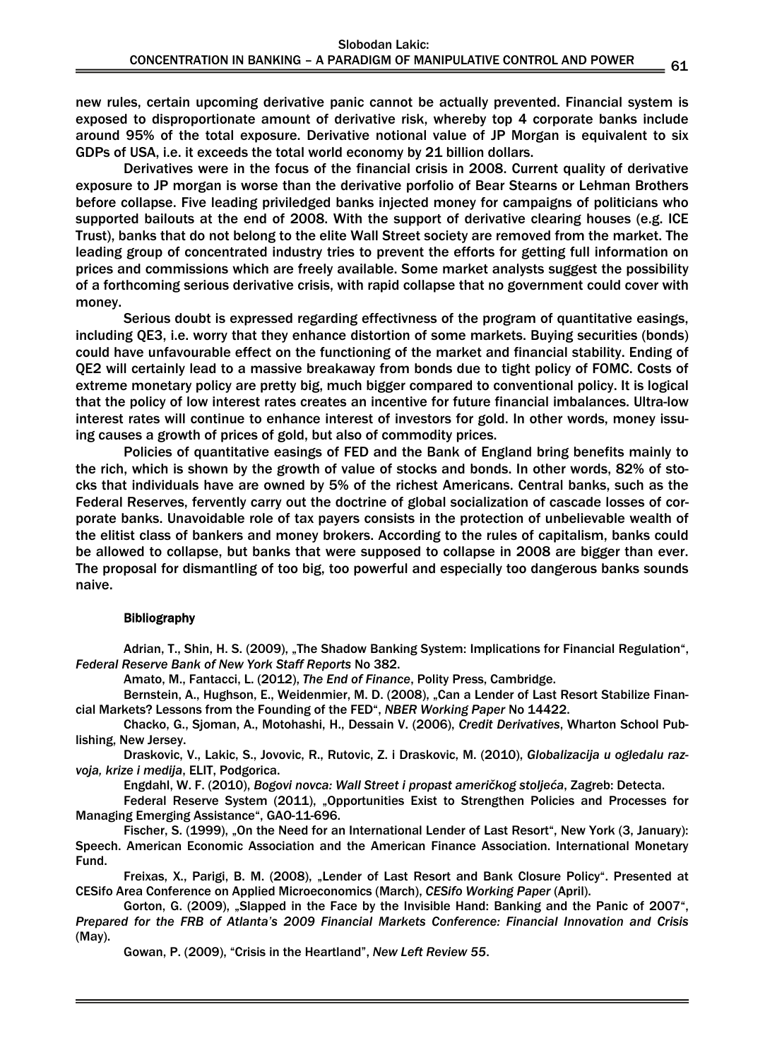new rules, certain upcoming derivative panic cannot be actually prevented. Financial system is exposed to disproportionate amount of derivative risk, whereby top 4 corporate banks include around 95% of the total exposure. Derivative notional value of JP Morgan is equivalent to six GDPs of USA, i.e. it exceeds the total world economy by 21 billion dollars.

Derivatives were in the focus of the financial crisis in 2008. Current quality of derivative exposure to JP morgan is worse than the derivative porfolio of Bear Stearns or Lehman Brothers before collapse. Five leading priviledged banks injected money for campaigns of politicians who supported bailouts at the end of 2008. With the support of derivative clearing houses (e.g. ICE Trust), banks that do not belong to the elite Wall Street society are removed from the market. The leading group of concentrated industry tries to prevent the efforts for getting full information on prices and commissions which are freely available. Some market analysts suggest the possibility of a forthcoming serious derivative crisis, with rapid collapse that no government could cover with money.

Serious doubt is expressed regarding effectivness of the program of quantitative easings, including QE3, i.e. worry that they enhance distortion of some markets. Buying securities (bonds) could have unfavourable effect on the functioning of the market and financial stability. Ending of QE2 will certainly lead to a massive breakaway from bonds due to tight policy of FOMC. Costs of extreme monetary policy are pretty big, much bigger compared to conventional policy. It is logical that the policy of low interest rates creates an incentive for future financial imbalances. Ultra-low interest rates will continue to enhance interest of investors for gold. In other words, money issuing causes a growth of prices of gold, but also of commodity prices.

Policies of quantitative easings of FED and the Bank of England bring benefits mainly to the rich, which is shown by the growth of value of stocks and bonds. In other words, 82% of stocks that individuals have are owned by 5% of the richest Americans. Central banks, such as the Federal Reserves, fervently carry out the doctrine of global socialization of cascade losses of corporate banks. Unavoidable role of tax payers consists in the protection of unbelievable wealth of the elitist class of bankers and money brokers. According to the rules of capitalism, banks could be allowed to collapse, but banks that were supposed to collapse in 2008 are bigger than ever. The proposal for dismantling of too big, too powerful and especially too dangerous banks sounds naive.

### Bibliography

Adrian, T., Shin, H. S. (2009), „The Shadow Banking System: Implications for Financial Regulation“, *Federal Reserve Bank of New York Staff Reports* No 382.

Amato, M., Fantacci, L. (2012), *The End of Finance*, Polity Press, Cambridge.

Bernstein, A., Hughson, E., Weidenmier, M. D. (2008), „Can a Lender of Last Resort Stabilize Financial Markets? Lessons from the Founding of the FED“, *NBER Working Paper* No 14422.

Chacko, G., Sjoman, A., Motohashi, H., Dessain V. (2006), *Credit Derivatives*, Wharton School Publishing, New Jersey.

Draskovic, V., Lakic, S., Jovovic, R., Rutovic, Z. i Draskovic, M. (2010), *Globalizacija u ogledalu razvoja, krize i medija*, ELIT, Podgorica.

Engdahl, W. F. (2010), *Bogovi novca: Wall Street i propast američkog stoljeća*, Zagreb: Detecta.

Federal Reserve System (2011), „Opportunities Exist to Strengthen Policies and Processes for Managing Emerging Assistance“, GAO-11-696.

Fischer, S. (1999), „On the Need for an International Lender of Last Resort“, New York (3, January): Speech. American Economic Association and the American Finance Association. International Monetary Fund.

Freixas, X., Parigi, B. M. (2008), „Lender of Last Resort and Bank Closure Policy“. Presented at CESifo Area Conference on Applied Microeconomics (March), *CESifo Working Paper* (April).

Gorton, G. (2009), „Slapped in the Face by the Invisible Hand: Banking and the Panic of 2007“, *Prepared for the FRB of Atlanta's 2009 Financial Markets Conference: Financial Innovation and Crisis* (May).

Gowan, P. (2009), "Crisis in the Heartland", *New Left Review 55*.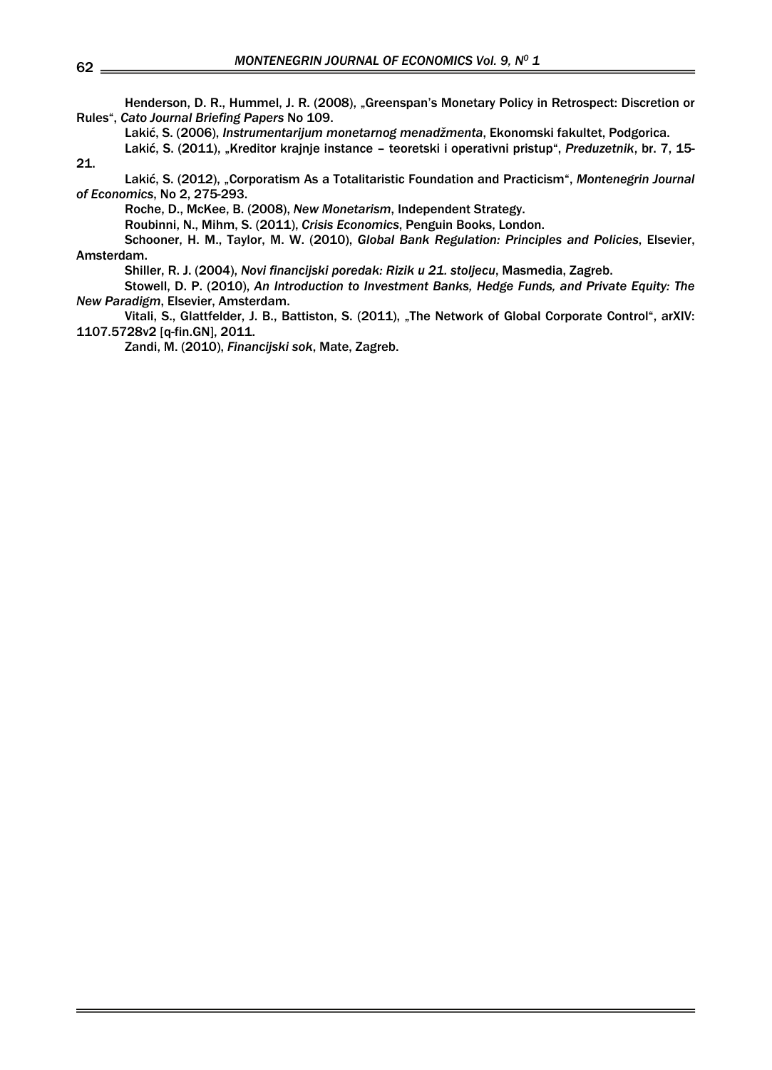Henderson, D. R., Hummel, J. R. (2008), „Greenspan's Monetary Policy in Retrospect: Discretion or Rules“, *Cato Journal Briefing Papers* No 109.

Lakić, S. (2006), *Instrumentarijum monetarnog menadžmenta*, Ekonomski fakultet, Podgorica.

Lakić, S. (2011), „Kreditor krajnje instance – teoretski i operativni pristup“, *Preduzetnik*, br. 7, 15-21.

Lakić, S. (2012), „Corporatism As a Totalitaristic Foundation and Practicism“, *Montenegrin Journal of Economics*, No 2, 275-293.

Roche, D., McKee, B. (2008), *New Monetarism*, Independent Strategy.

Roubinni, N., Mihm, S. (2011), *Crisis Economics*, Penguin Books, London.

Schooner, H. M., Taylor, M. W. (2010), *Global Bank Regulation: Principles and Policies*, Elsevier, Amsterdam.

Shiller, R. J. (2004), *Novi financijski poredak: Rizik u 21. stoljecu*, Masmedia, Zagreb.

Stowell, D. P. (2010), *An Introduction to Investment Banks, Hedge Funds, and Private Equity: The New Paradigm*, Elsevier, Amsterdam.

Vitali, S., Glattfelder, J. B., Battiston, S. (2011), „The Network of Global Corporate Control“, arXIV: 1107.5728v2 [q-fin.GN], 2011.

Zandi, M. (2010), *Financijski sok*, Mate, Zagreb.